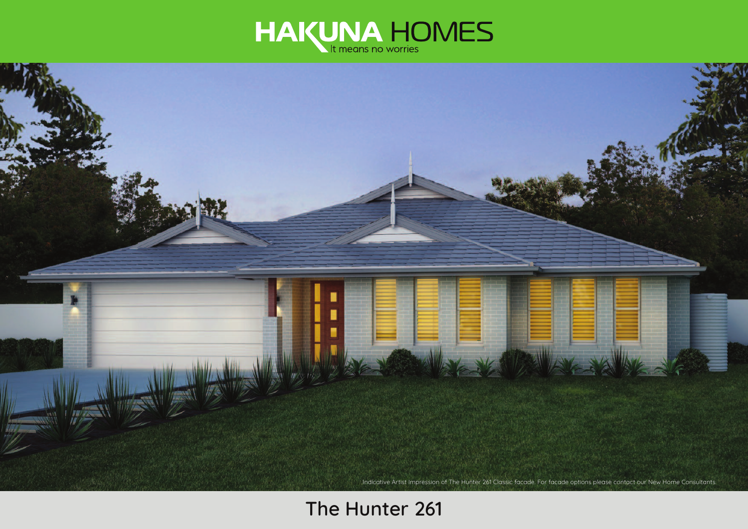# HAKUNA HOMES

It means no worries

Indicative Artist Impression of The Hunter 261 Classic facade. For facade options please contact our New Home Consultants.

## The Hunter 261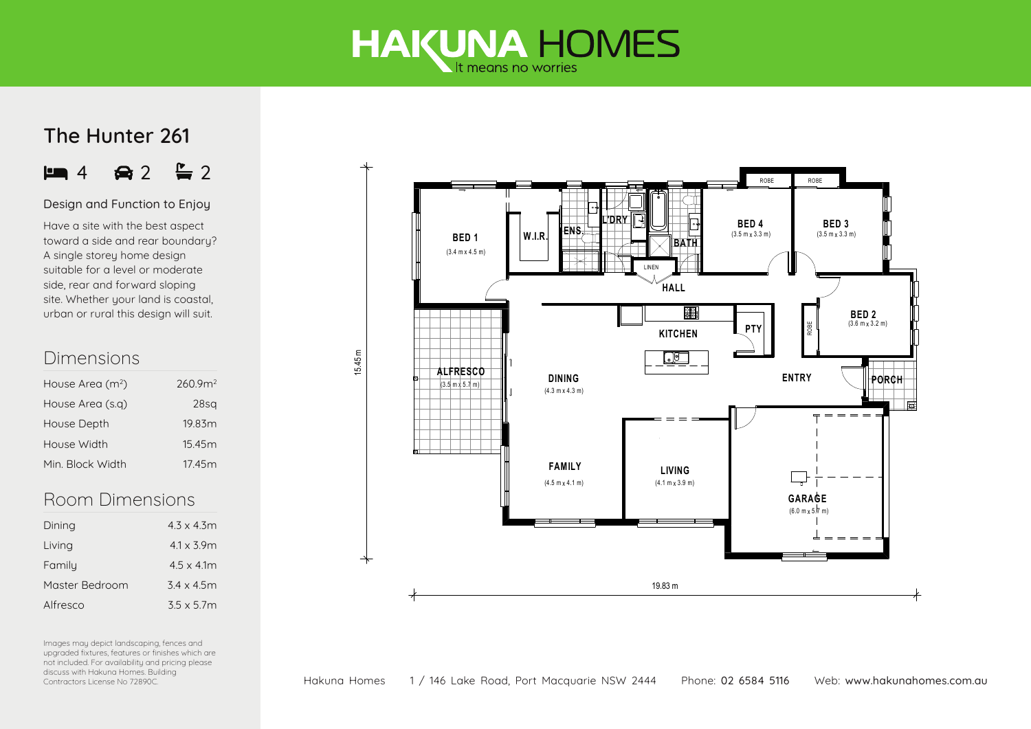HAKUNA HOMES
It means no worries

# The Hunter 261

4 · 2 · 2

## Design and Function to Enjoy

Have a site with the best aspect toward a side and rear boundary? A single storey home design suitable for a level or moderate side, rear and forward sloping site. Whether your land is coastal, urban or rural this design will suit.

## Dimensions

| | |
|---|---|
| House Area ($m^2$) | $260.9m^2$ |
| House Area (s.q) | 28sq |
| House Depth | 19.83m |
| House Width | 15.45m |
| Min. Block Width | 17.45m |

## Room Dimensions

| | |
|---|---|
| Dining | 4.3 x 4.3m |
| Living | 4.1 x 3.9m |
| Family | 4.5 x 4.1m |
| Master Bedroom | 3.4 x 4.5m |
| Alfresco | 3.5 x 5.7m |

Images may depict landscaping, fences and upgraded fixtures, features or finishes which are not included. For availability and pricing please discuss with Hakuna Homes. Building Contractors License No 72890C.

ROBE
ROBE
BED 1
(3.4 m x 4.5 m)
W.I.R.
ENS.
L'DRY
BATH
LINEN
HALL
BED 4
(3.5 m x 3.3 m)
BED 3
(3.5 m x 3.3 m)
BED 2
(3.6 m x 3.2 m)
ROBE
KITCHEN
PTY
ALFRESCO
(3.5 m x 5.7 m)
DINING
(4.3 m x 4.3 m)
ENTRY
PORCH
FAMILY
(4.5 m x 4.1 m)
LIVING
(4.1 m x 3.9 m)
GARAGE
(6.0 m x 5.7 m)
15.45 m
19.83 m

Hakuna Homes 1 / 146 Lake Road, Port Macquarie NSW 2444 Phone: 02 6584 5116 Web: www.hakunahomes.com.au